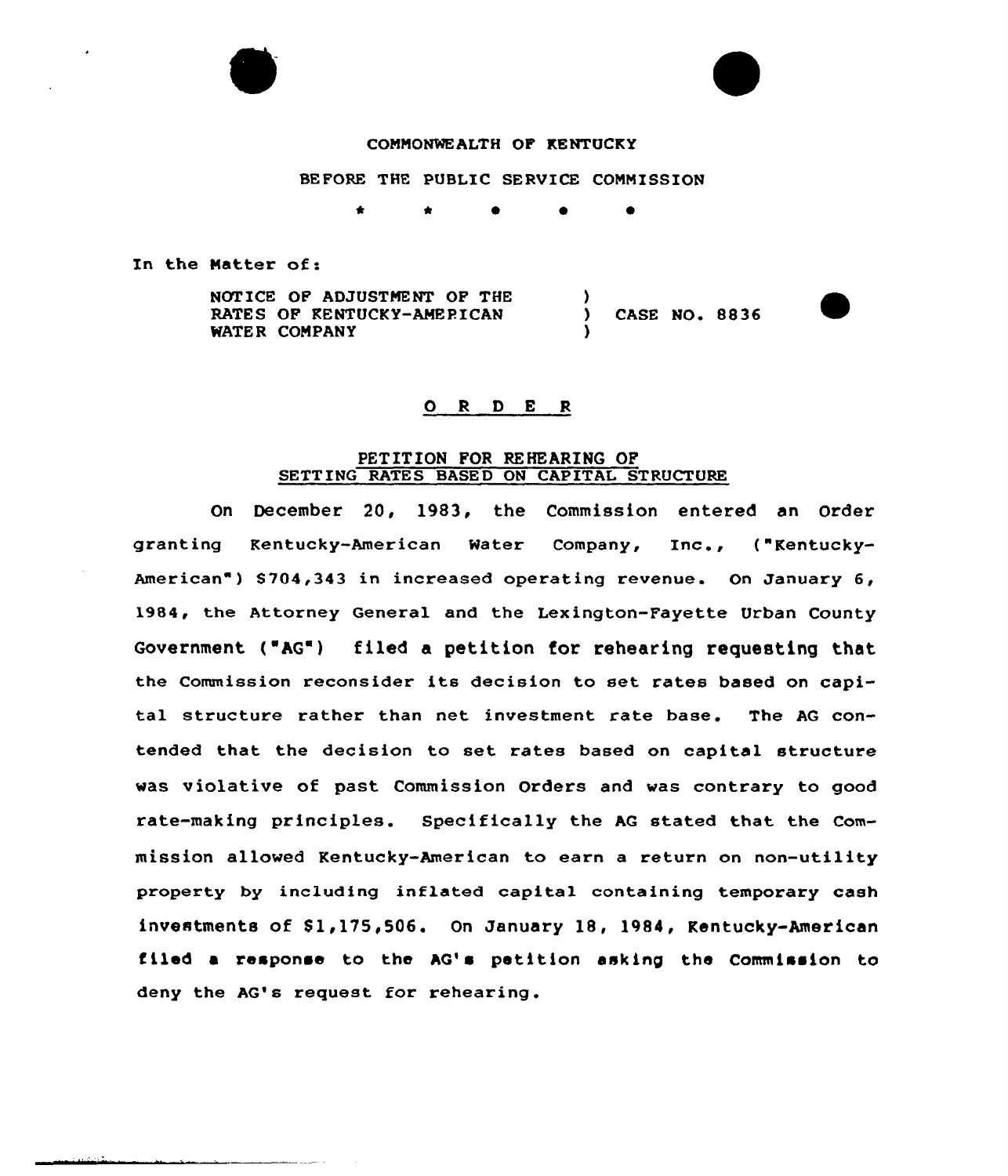COMMONWEALTH OF KENTUCKY

BEFORE THE PUBLIC SERVICE COMMISSION

\* \* \* \* \*

In the Matter of:

NOTICE OF ADJUSTMENT OF THE RATES OF KENTUCKY-AMERICAN WATER COMPANY ) CASE NO. 8836

## O R D E R

### PETITION FOR REHEARING OF SETTING RATES BASED ON CAPITAL STRUCTURE

On December 20, 1983, the Commission entered an Order granting Kentucky-American Water Company, Inc., ("Kentucky-American") $704,343 in increased operating revenue. On January 6, 1984, the Attorney General and the Lexington-Fayette Urban County Government ("AG") filed a petition for rehearing requesting that the Commission reconsider its decision to set rates based on capital structure rather than net investment rate base. The AG contended that the decision to set rates based on capital structure was violative of past Commission Orders and was contrary to good rate-making principles. Specifically the AG stated that the Commission allowed Kentucky-American to earn a return on non-utility property by including inflated capital containing temporary cash investments of $1,175,506. On January 18, 1984, Kentucky-American filed a response to the AG's petition asking the Commission to deny the AG's request for rehearing.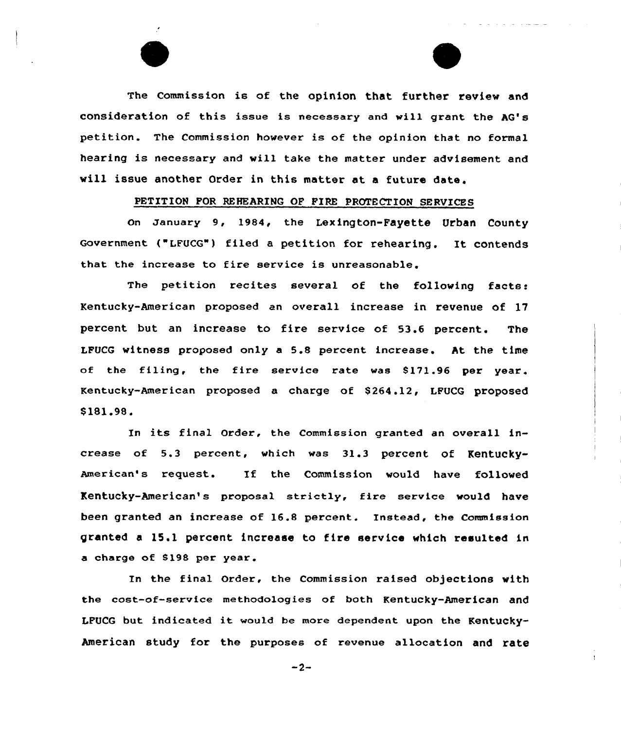The Commission is of the opinion that further review and consideration of this issue is necessary and will grant the AG's petition. The Commission however is of the opinion that no formal hearing is necessary and will take the matter under advisement and will issue another Order in this matter at a future date.

PETITION FOR REHEARING OF FIRE PROTECTION SERVICES

On January 9, 1984, the Lexington-Fayette Urban County Government ("LFUCG") filed a petition for rehearing. It contends that the increase to fire service is unreasonable.

The petition recites several of the following facts: Kentucky-American proposed an overall increase in revenue of 17 percent but an increase to fire service of 53.6 percent. The LFUCG witness proposed only a 5.8 percent increase. At the time of the filing, the fire service rate was $171.96 per year. Kentucky-American proposed a charge of $264.12, LFUCG proposed $181.98.

In its final Order, the Commission granted an overall increase of 5.3 percent, which was 31.3 percent of Kentucky-American's request. If the Commission would have followed Kentucky-American's proposal strictly, fire service would have been granted an increase of 16.8 percent. Instead, the Commission granted a 15.1 percent increase to fire service which resulted in a charge of $198 per year.

In the final Order, the Commission raised objections with the cost-of-service methodologies of both Kentucky-American and LFUCG but indicated it would be more dependent upon the Kentucky-American study for the purposes of revenue allocation and rate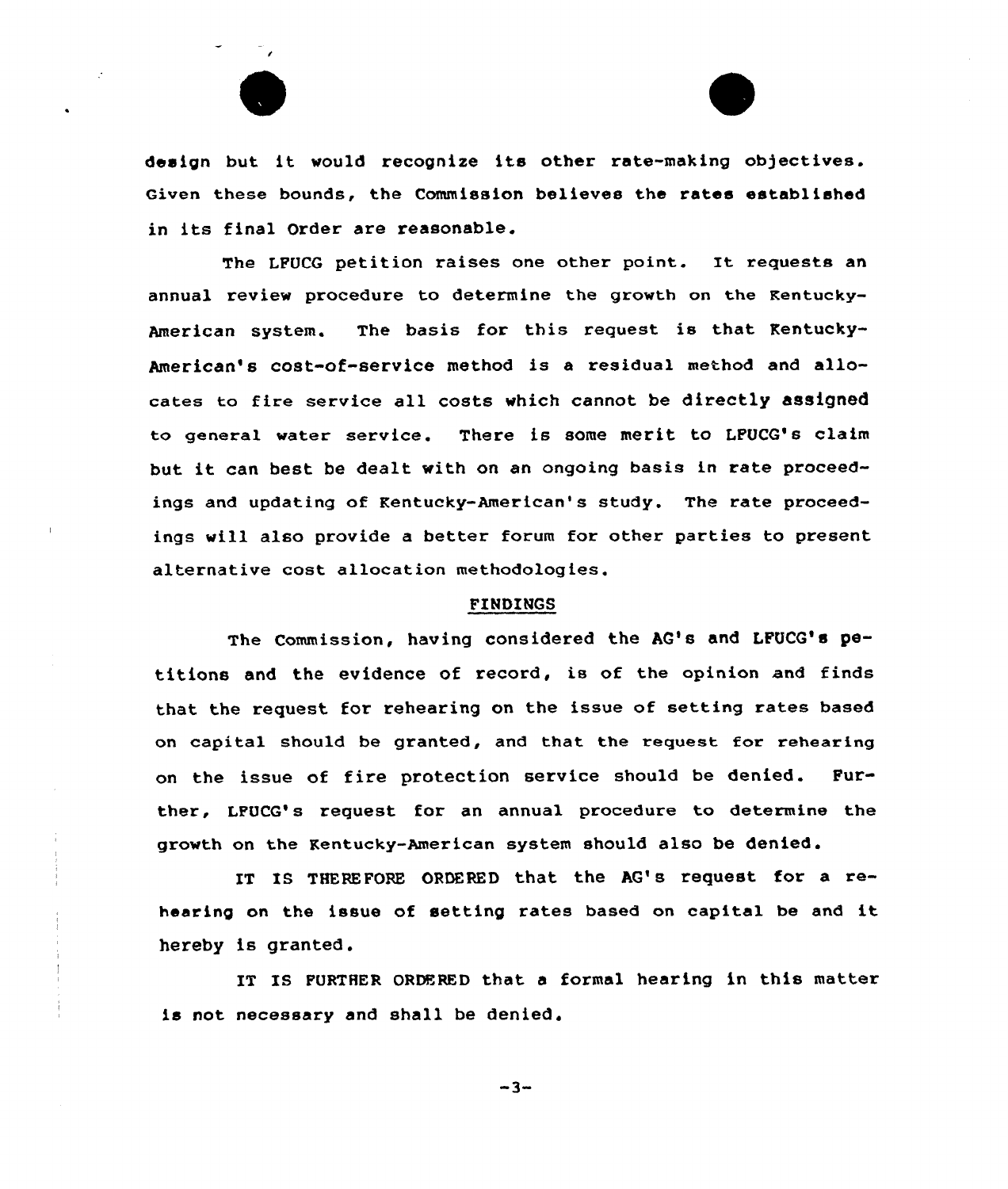design but it would recognize its other rate-making objectives. Given these bounds, the Commission believes the rates established in its final Order are reasonable.

The LFUCG petition raises one other point. It requests an annual review procedure to determine the growth on the Kentucky-American system. The basis for this request is that Kentucky-American's cost-of-service method is a residual method and allocates to fire service all costs which cannot be directly assigned to general water service. There is some merit to LFUCG's claim but it can best be dealt with on an ongoing basis in rate proceedings and updating of Kentucky-American's study. The rate proceedings will also provide a better forum for other parties to present alternative cost allocation methodologies.

## FINDINGS

The Commission, having considered the AG's and LFUCG's petitions and the evidence of record, is of the opinion and finds that the request for rehearing on the issue of setting rates based on capital should be granted, and that the request for rehearing on the issue of fire protection service should be denied. Further, LFUCG's request for an annual procedure to determine the growth on the Kentucky-American system should also be denied.

IT IS THEREFORE ORDERED that the AG's request for a rehearing on the issue of setting rates based on capital be and it hereby is granted.

IT IS FURTHER ORDERED that a formal hearing in this matter is not necessary and shall be denied.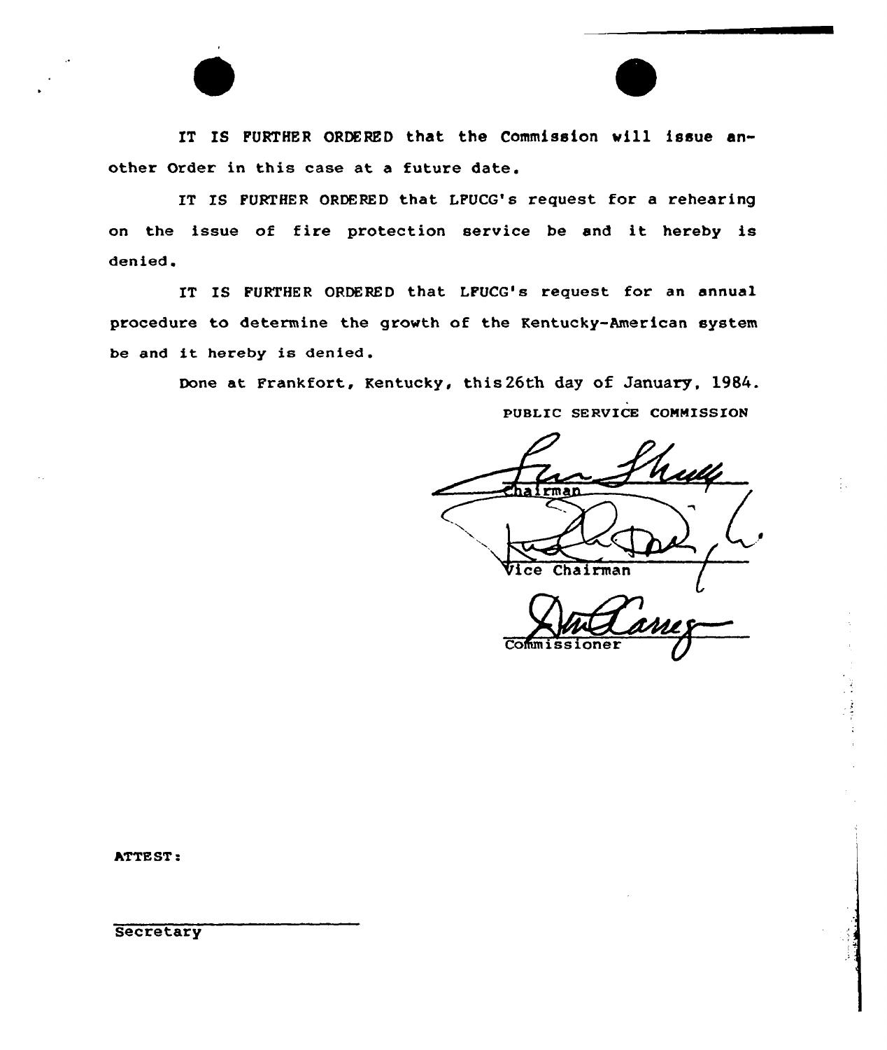IT IS FURTHER ORDERED that the Commission will issue another Order in this case at a future date.

IT IS FURTHER ORDERED that LFUCG's request for a rehearing on the issue of fire protection service be and it hereby is denied.

IT IS FURTHER ORDERED that LFUCG's request for an annual procedure to determine the growth of the Kentucky-American system be and it hereby is denied.

Done at Frankfort, Kentucky, this 26th day of January, 1984.

PUBLIC SERVICE COMMISSION

Chairman

Vice Chairman

Commissioner

ATTEST:

Secretary